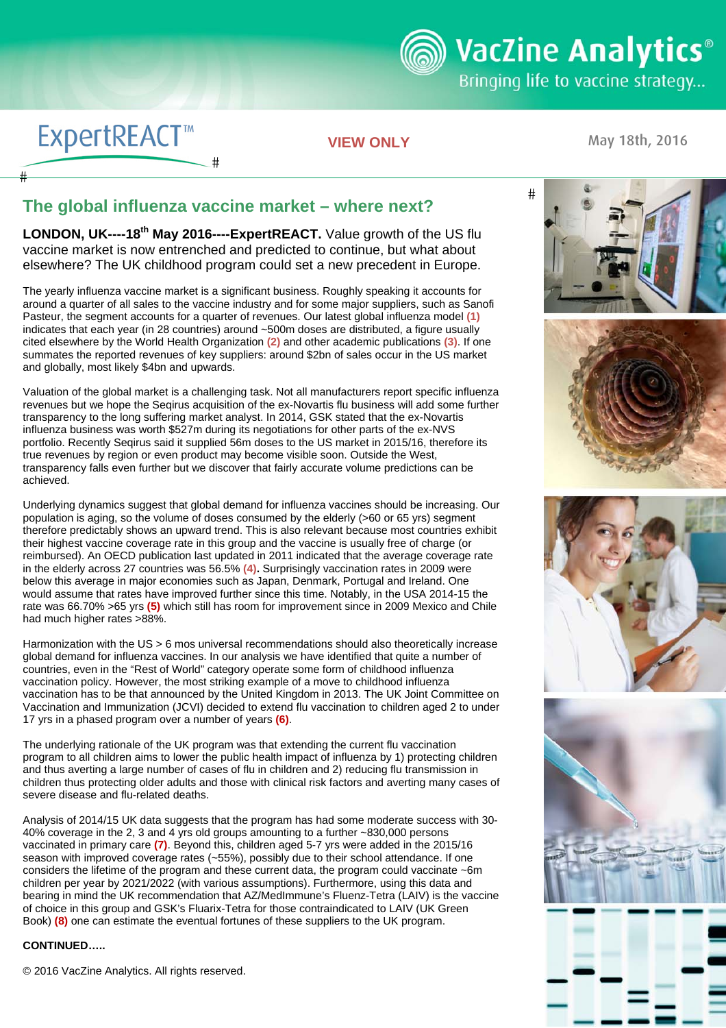ExpertREACT™

VIEW ONLY

May 18th, 2016

## The global influenza vaccine market – where next?

**LONDON, UK----18th May 2016----ExpertREACT.** Value growth of the US flu vaccine market is now entrenched and predicted to continue, but what about elsewhere? The UK childhood program could set a new precedent in Europe.

The yearly influenza vaccine market is a significant business. Roughly speaking it accounts for around a quarter of all sales to the vaccine industry and for some major suppliers, such as Sanofi Pasteur, the segment accounts for a quarter of revenues. Our latest global influenza model **(1)** indicates that each year (in 28 countries) around ~500m doses are distributed, a figure usually cited elsewhere by the World Health Organization **(2)** and other academic publications **(3)**. If one summates the reported revenues of key suppliers: around $2bn of sales occur in the US market and globally, most likely $4bn and upwards.

Valuation of the global market is a challenging task. Not all manufacturers report specific influenza revenues but we hope the Seqirus acquisition of the ex-Novartis flu business will add some further transparency to the long suffering market analyst. In 2014, GSK stated that the ex-Novartis influenza business was worth $527m during its negotiations for other parts of the ex-NVS portfolio. Recently Seqirus said it supplied 56m doses to the US market in 2015/16, therefore its true revenues by region or even product may become visible soon. Outside the West, transparency falls even further but we discover that fairly accurate volume predictions can be achieved.

Underlying dynamics suggest that global demand for influenza vaccines should be increasing. Our population is aging, so the volume of doses consumed by the elderly (>60 or 65 yrs) segment therefore predictably shows an upward trend. This is also relevant because most countries exhibit their highest vaccine coverage rate in this group and the vaccine is usually free of charge (or reimbursed). An OECD publication last updated in 2011 indicated that the average coverage rate in the elderly across 27 countries was 56.5% **(4).** Surprisingly vaccination rates in 2009 were below this average in major economies such as Japan, Denmark, Portugal and Ireland. One would assume that rates have improved further since this time. Notably, in the USA 2014-15 the rate was 66.70% >65 yrs **(5)** which still has room for improvement since in 2009 Mexico and Chile had much higher rates >88%.

Harmonization with the US > 6 mos universal recommendations should also theoretically increase global demand for influenza vaccines. In our analysis we have identified that quite a number of countries, even in the "Rest of World" category operate some form of childhood influenza vaccination policy. However, the most striking example of a move to childhood influenza vaccination has to be that announced by the United Kingdom in 2013. The UK Joint Committee on Vaccination and Immunization (JCVI) decided to extend flu vaccination to children aged 2 to under 17 yrs in a phased program over a number of years **(6)**.

The underlying rationale of the UK program was that extending the current flu vaccination program to all children aims to lower the public health impact of influenza by 1) protecting children and thus averting a large number of cases of flu in children and 2) reducing flu transmission in children thus protecting older adults and those with clinical risk factors and averting many cases of severe disease and flu-related deaths.

Analysis of 2014/15 UK data suggests that the program has had some moderate success with 30-40% coverage in the 2, 3 and 4 yrs old groups amounting to a further ~830,000 persons vaccinated in primary care **(7)**. Beyond this, children aged 5-7 yrs were added in the 2015/16 season with improved coverage rates (~55%), possibly due to their school attendance. If one considers the lifetime of the program and these current data, the program could vaccinate ~6m children per year by 2021/2022 (with various assumptions). Furthermore, using this data and bearing in mind the UK recommendation that AZ/MedImmune's Fluenz-Tetra (LAIV) is the vaccine of choice in this group and GSK's Fluarix-Tetra for those contraindicated to LAIV (UK Green Book) **(8)** one can estimate the eventual fortunes of these suppliers to the UK program.

**CONTINUED…..**

© 2016 VacZine Analytics. All rights reserved.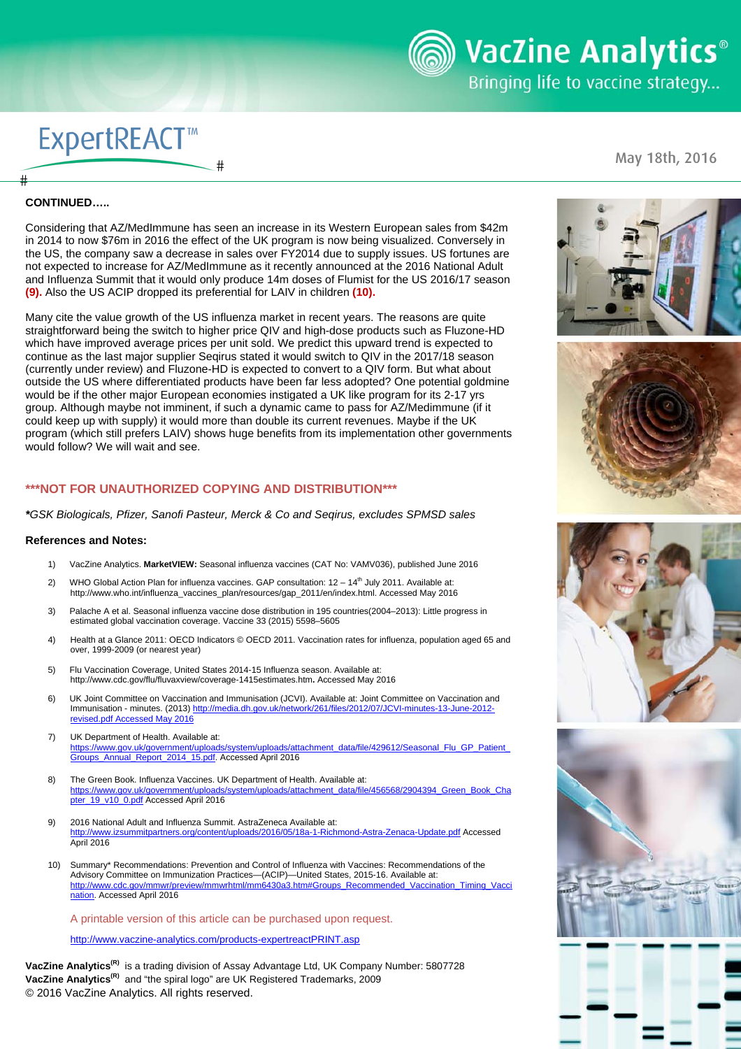**CONTINUED…..**

Considering that AZ/MedImmune has seen an increase in its Western European sales from $42m in 2014 to now $76m in 2016 the effect of the UK program is now being visualized. Conversely in the US, the company saw a decrease in sales over FY2014 due to supply issues. US fortunes are not expected to increase for AZ/MedImmune as it recently announced at the 2016 National Adult and Influenza Summit that it would only produce 14m doses of Flumist for the US 2016/17 season **(9).** Also the US ACIP dropped its preferential for LAIV in children **(10).**

Many cite the value growth of the US influenza market in recent years. The reasons are quite straightforward being the switch to higher price QIV and high-dose products such as Fluzone-HD which have improved average prices per unit sold. We predict this upward trend is expected to continue as the last major supplier Seqirus stated it would switch to QIV in the 2017/18 season (currently under review) and Fluzone-HD is expected to convert to a QIV form. But what about outside the US where differentiated products have been far less adopted? One potential goldmine would be if the other major European economies instigated a UK like program for its 2-17 yrs group. Although maybe not imminent, if such a dynamic came to pass for AZ/Medimmune (if it could keep up with supply) it would more than double its current revenues. Maybe if the UK program (which still prefers LAIV) shows huge benefits from its implementation other governments would follow? We will wait and see.

**\*\*\*NOT FOR UNAUTHORIZED COPYING AND DISTRIBUTION\*\*\***

*\*GSK Biologicals, Pfizer, Sanofi Pasteur, Merck & Co and Seqirus, excludes SPMSD sales*

**References and Notes:**

1) VacZine Analytics. **MarketVIEW:** Seasonal influenza vaccines (CAT No: VAMV036), published June 2016
2) WHO Global Action Plan for influenza vaccines. GAP consultation: 12 – 14th July 2011. Available at: http://www.who.int/influenza_vaccines_plan/resources/gap_2011/en/index.html. Accessed May 2016
3) Palache A et al. Seasonal influenza vaccine dose distribution in 195 countries(2004–2013): Little progress in estimated global vaccination coverage. Vaccine 33 (2015) 5598–5605
4) Health at a Glance 2011: OECD Indicators © OECD 2011. Vaccination rates for influenza, population aged 65 and over, 1999-2009 (or nearest year)
5) Flu Vaccination Coverage, United States 2014-15 Influenza season. Available at: http://www.cdc.gov/flu/fluvaxview/coverage-1415estimates.htm. Accessed May 2016
6) UK Joint Committee on Vaccination and Immunisation (JCVI). Available at: Joint Committee on Vaccination and Immunisation - minutes. (2013) http://media.dh.gov.uk/network/261/files/2012/07/JCVI-minutes-13-June-2012-revised.pdf Accessed May 2016
7) UK Department of Health. Available at: https://www.gov.uk/government/uploads/system/uploads/attachment_data/file/429612/Seasonal_Flu_GP_Patient_Groups_Annual_Report_2014_15.pdf. Accessed April 2016
8) The Green Book. Influenza Vaccines. UK Department of Health. Available at: https://www.gov.uk/government/uploads/system/uploads/attachment_data/file/456568/2904394_Green_Book_Chapter_19_v10_0.pdf Accessed April 2016
9) 2016 National Adult and Influenza Summit. AstraZeneca Available at: http://www.izsummitpartners.org/content/uploads/2016/05/18a-1-Richmond-Astra-Zenaca-Update.pdf Accessed April 2016
10) Summary\* Recommendations: Prevention and Control of Influenza with Vaccines: Recommendations of the Advisory Committee on Immunization Practices—(ACIP)—United States, 2015-16. Available at: http://www.cdc.gov/mmwr/preview/mmwrhtml/mm6430a3.htm#Groups_Recommended_Vaccination_Timing_Vaccination. Accessed April 2016

A printable version of this article can be purchased upon request.

http://www.vaczine-analytics.com/products-expertreactPRINT.asp

**VacZine Analytics(R)** is a trading division of Assay Advantage Ltd, UK Company Number: 5807728
**VacZine Analytics(R)** and "the spiral logo" are UK Registered Trademarks, 2009
© 2016 VacZine Analytics. All rights reserved.